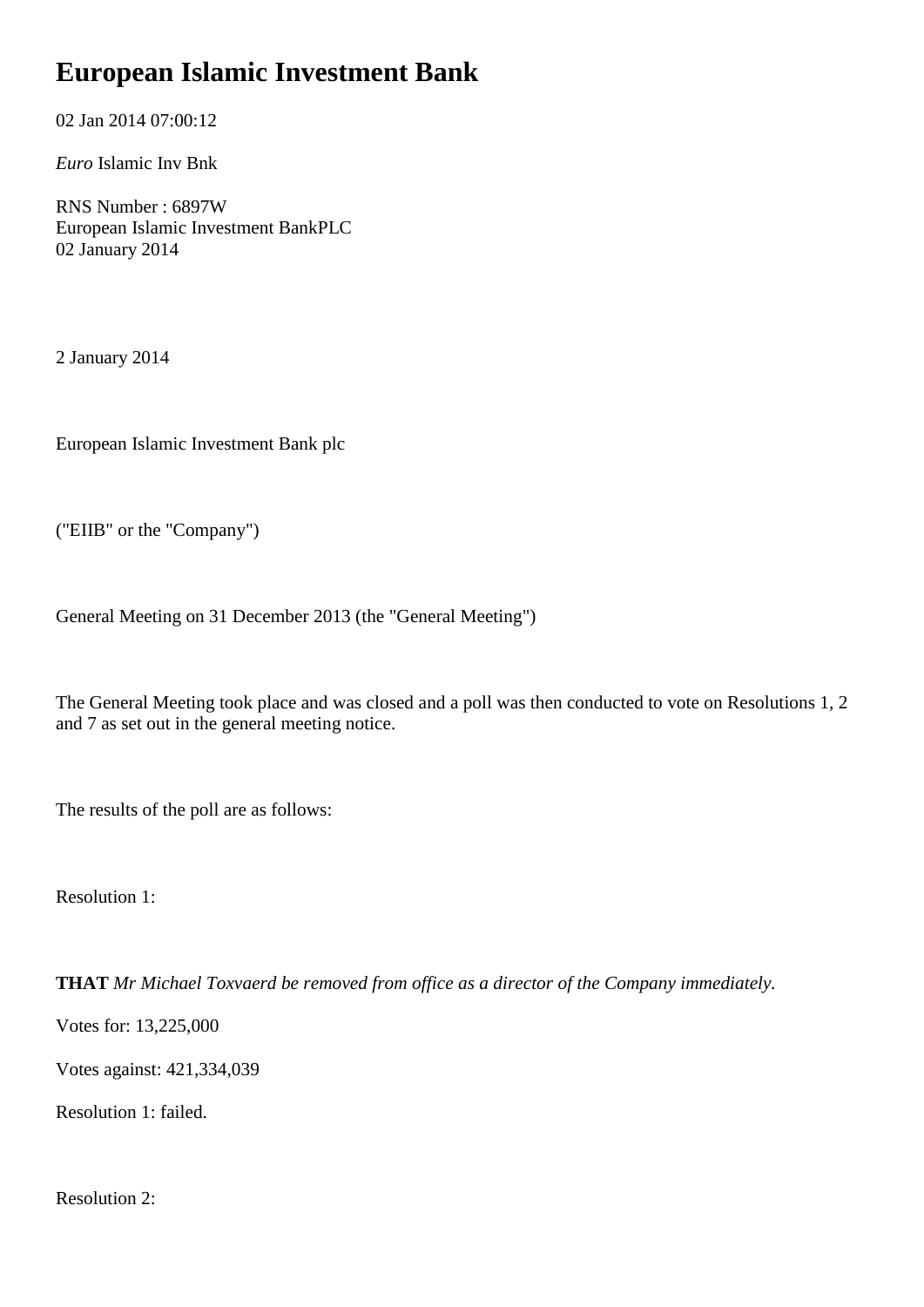# European Islamic Investment Bank

02 Jan 2014 07:00:12

*Euro* Islamic Inv Bnk

RNS Number : 6897W
European Islamic Investment BankPLC
02 January 2014

2 January 2014

European Islamic Investment Bank plc

("EIIB" or the "Company")

General Meeting on 31 December 2013 (the "General Meeting")

The General Meeting took place and was closed and a poll was then conducted to vote on Resolutions 1, 2 and 7 as set out in the general meeting notice.

The results of the poll are as follows:

Resolution 1:

**THAT** *Mr Michael Toxvaerd be removed from office as a director of the Company immediately.*

Votes for: 13,225,000

Votes against: 421,334,039

Resolution 1: failed.

Resolution 2: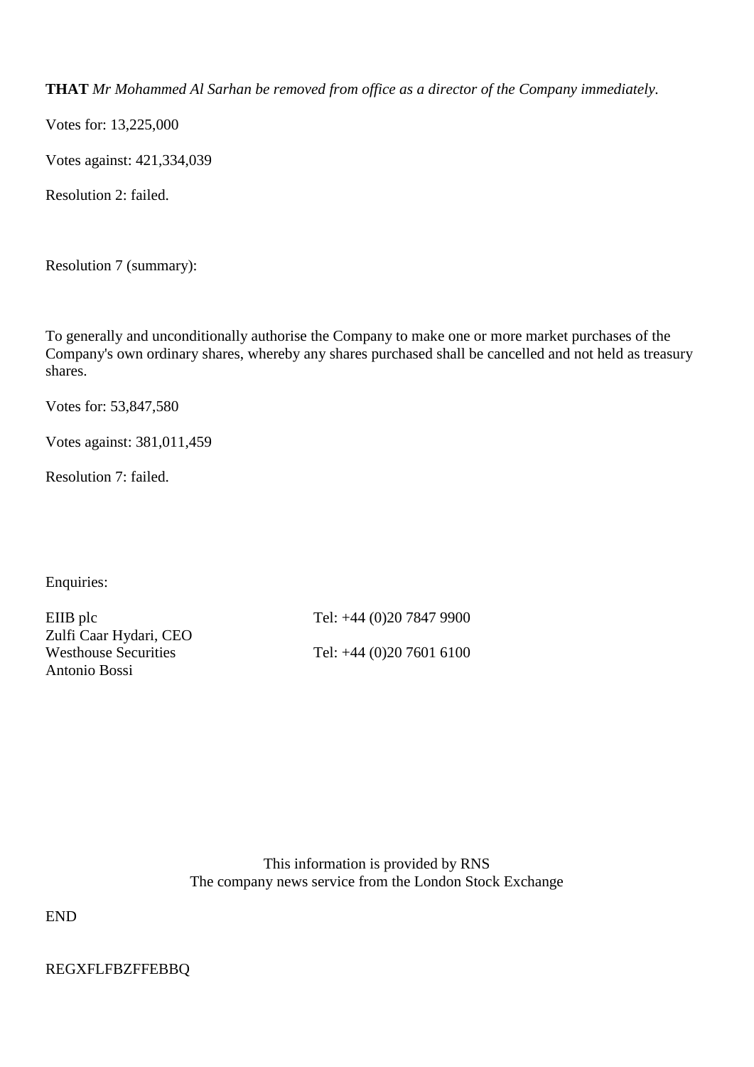**THAT** *Mr Mohammed Al Sarhan be removed from office as a director of the Company immediately.*

Votes for: 13,225,000

Votes against: 421,334,039

Resolution 2: failed.

Resolution 7 (summary):

To generally and unconditionally authorise the Company to make one or more market purchases of the Company's own ordinary shares, whereby any shares purchased shall be cancelled and not held as treasury shares.

Votes for: 53,847,580

Votes against: 381,011,459

Resolution 7: failed.

Enquiries:

| | |
|---|---|
| EIIB plc<br>Zulfi Caar Hydari, CEO | Tel: +44 (0)20 7847 9900 |
| Westhouse Securities<br>Antonio Bossi | Tel: +44 (0)20 7601 6100 |

This information is provided by RNS
The company news service from the London Stock Exchange

END

REGXFLFBZFFEBBQ